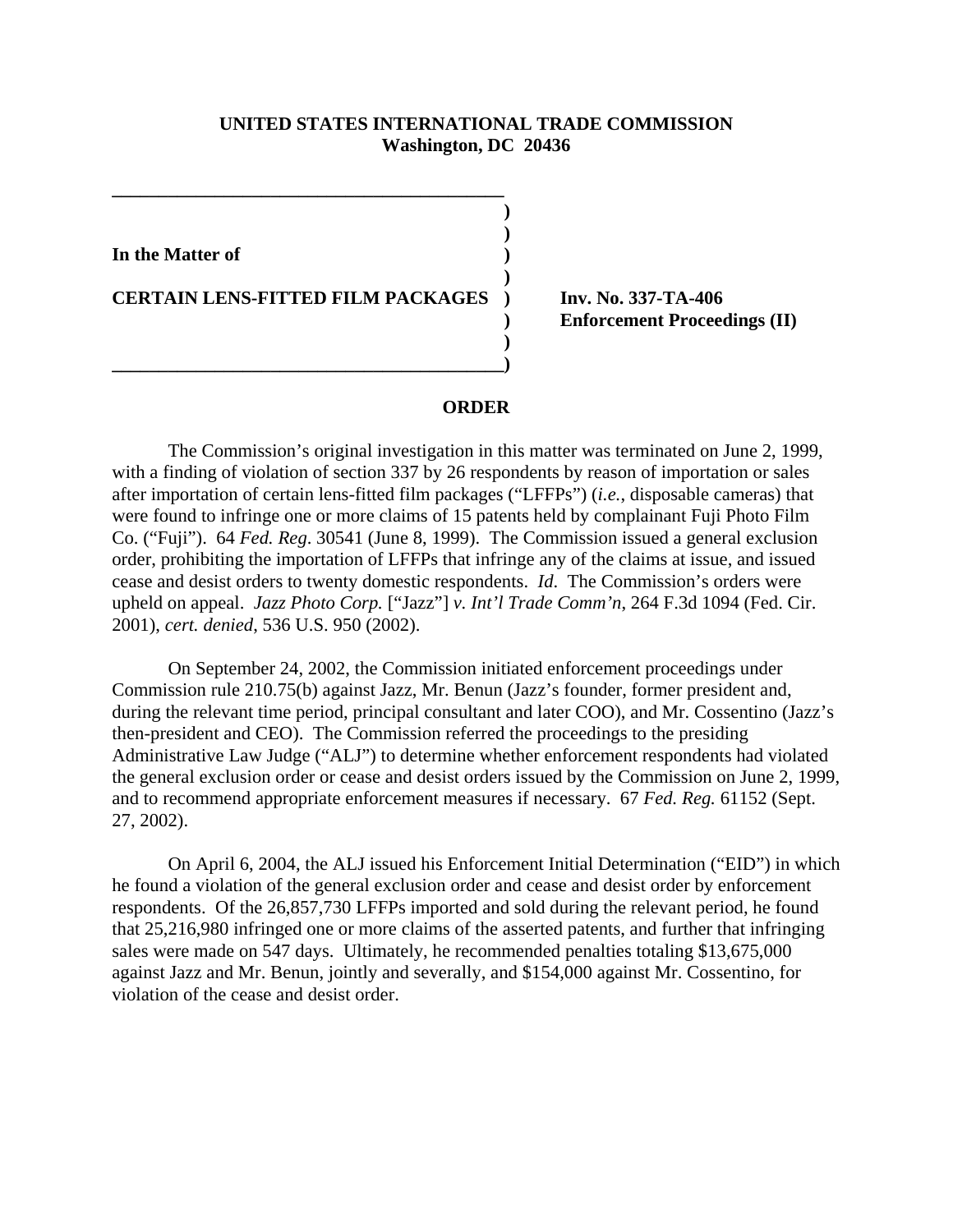**UNITED STATES INTERNATIONAL TRADE COMMISSION**
**Washington, DC 20436**

| | |
|---|---|
| **In the Matter of** | |
| **CERTAIN LENS-FITTED FILM PACKAGES** | **Inv. No. 337-TA-406** **Enforcement Proceedings (II)** |

**ORDER**

The Commission's original investigation in this matter was terminated on June 2, 1999, with a finding of violation of section 337 by 26 respondents by reason of importation or sales after importation of certain lens-fitted film packages ("LFFPs") (*i.e.*, disposable cameras) that were found to infringe one or more claims of 15 patents held by complainant Fuji Photo Film Co. ("Fuji"). 64 *Fed. Reg*. 30541 (June 8, 1999). The Commission issued a general exclusion order, prohibiting the importation of LFFPs that infringe any of the claims at issue, and issued cease and desist orders to twenty domestic respondents. *Id.* The Commission's orders were upheld on appeal. *Jazz Photo Corp.* ["Jazz"] *v. Int'l Trade Comm'n*, 264 F.3d 1094 (Fed. Cir. 2001), *cert. denied*, 536 U.S. 950 (2002).

On September 24, 2002, the Commission initiated enforcement proceedings under Commission rule 210.75(b) against Jazz, Mr. Benun (Jazz's founder, former president and, during the relevant time period, principal consultant and later COO), and Mr. Cossentino (Jazz's then-president and CEO). The Commission referred the proceedings to the presiding Administrative Law Judge ("ALJ") to determine whether enforcement respondents had violated the general exclusion order or cease and desist orders issued by the Commission on June 2, 1999, and to recommend appropriate enforcement measures if necessary. 67 *Fed. Reg.* 61152 (Sept. 27, 2002).

On April 6, 2004, the ALJ issued his Enforcement Initial Determination ("EID") in which he found a violation of the general exclusion order and cease and desist order by enforcement respondents. Of the 26,857,730 LFFPs imported and sold during the relevant period, he found that 25,216,980 infringed one or more claims of the asserted patents, and further that infringing sales were made on 547 days. Ultimately, he recommended penalties totaling $13,675,000 against Jazz and Mr. Benun, jointly and severally, and $154,000 against Mr. Cossentino, for violation of the cease and desist order.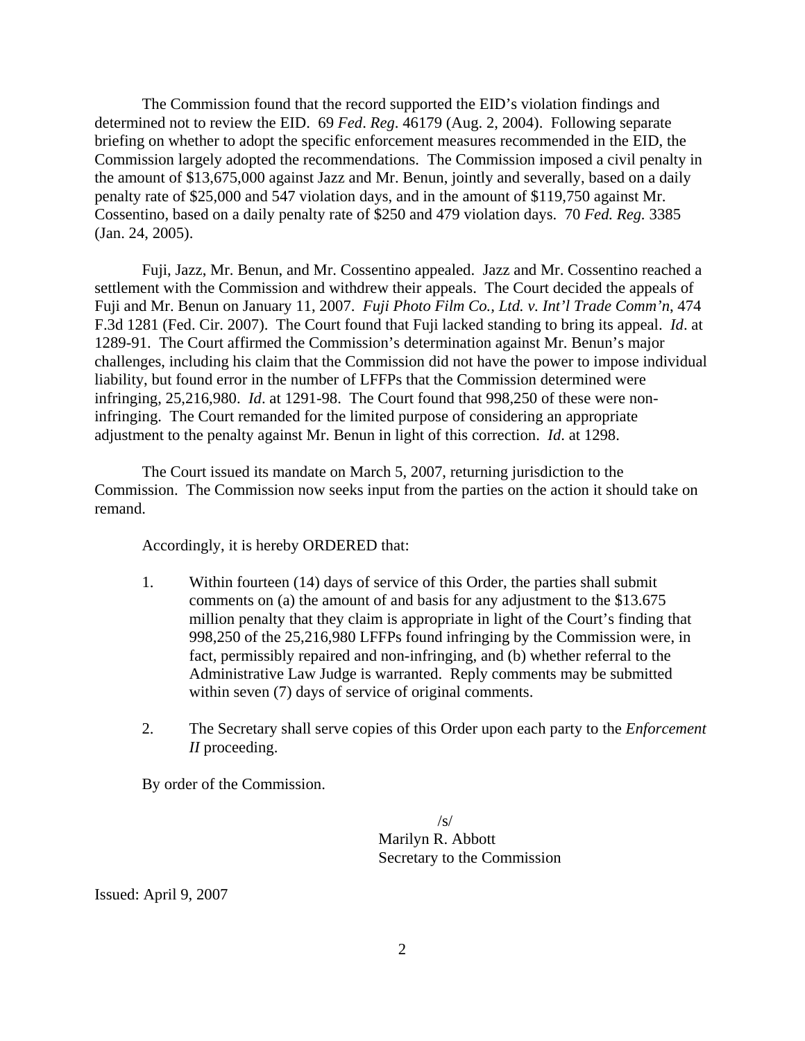The Commission found that the record supported the EID's violation findings and determined not to review the EID. 69 *Fed. Reg.* 46179 (Aug. 2, 2004). Following separate briefing on whether to adopt the specific enforcement measures recommended in the EID, the Commission largely adopted the recommendations. The Commission imposed a civil penalty in the amount of $13,675,000 against Jazz and Mr. Benun, jointly and severally, based on a daily penalty rate of $25,000 and 547 violation days, and in the amount of $119,750 against Mr. Cossentino, based on a daily penalty rate of $250 and 479 violation days. 70 *Fed. Reg.* 3385 (Jan. 24, 2005).

Fuji, Jazz, Mr. Benun, and Mr. Cossentino appealed. Jazz and Mr. Cossentino reached a settlement with the Commission and withdrew their appeals. The Court decided the appeals of Fuji and Mr. Benun on January 11, 2007. *Fuji Photo Film Co., Ltd. v. Int'l Trade Comm'n*, 474 F.3d 1281 (Fed. Cir. 2007). The Court found that Fuji lacked standing to bring its appeal. *Id*. at 1289-91. The Court affirmed the Commission's determination against Mr. Benun's major challenges, including his claim that the Commission did not have the power to impose individual liability, but found error in the number of LFFPs that the Commission determined were infringing, 25,216,980. *Id*. at 1291-98. The Court found that 998,250 of these were non-infringing. The Court remanded for the limited purpose of considering an appropriate adjustment to the penalty against Mr. Benun in light of this correction. *Id*. at 1298.

The Court issued its mandate on March 5, 2007, returning jurisdiction to the Commission. The Commission now seeks input from the parties on the action it should take on remand.

Accordingly, it is hereby ORDERED that:

1. Within fourteen (14) days of service of this Order, the parties shall submit comments on (a) the amount of and basis for any adjustment to the $13.675 million penalty that they claim is appropriate in light of the Court's finding that 998,250 of the 25,216,980 LFFPs found infringing by the Commission were, in fact, permissibly repaired and non-infringing, and (b) whether referral to the Administrative Law Judge is warranted. Reply comments may be submitted within seven (7) days of service of original comments.

2. The Secretary shall serve copies of this Order upon each party to the *Enforcement II* proceeding.

By order of the Commission.

/s/
Marilyn R. Abbott
Secretary to the Commission

Issued: April 9, 2007